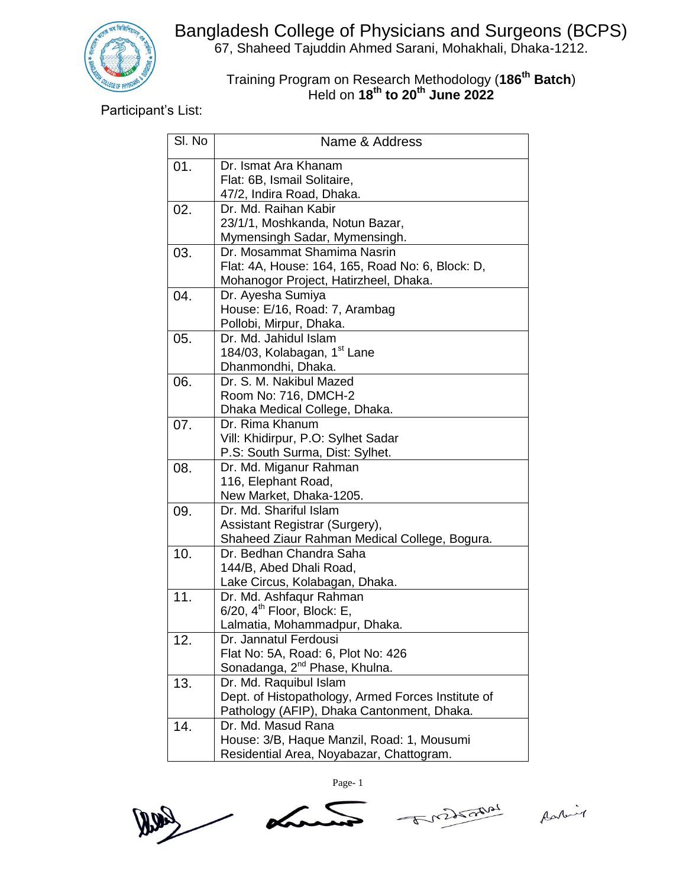# Bangladesh College of Physicians and Surgeons (BCPS)

67, Shaheed Tajuddin Ahmed Sarani, Mohakhali, Dhaka-1212.

Training Program on Research Methodology (**186th Batch**)
Held on **18th to 20th June 2022**

Participant's List:

| Sl. No | Name & Address |
|---|---|
| 01. | Dr. Ismat Ara Khanam<br>Flat: 6B, Ismail Solitaire,<br>47/2, Indira Road, Dhaka. |
| 02. | Dr. Md. Raihan Kabir<br>23/1/1, Moshkanda, Notun Bazar,<br>Mymensingh Sadar, Mymensingh. |
| 03. | Dr. Mosammat Shamima Nasrin<br>Flat: 4A, House: 164, 165, Road No: 6, Block: D,<br>Mohanogor Project, Hatirzheel, Dhaka. |
| 04. | Dr. Ayesha Sumiya<br>House: E/16, Road: 7, Arambag<br>Pollobi, Mirpur, Dhaka. |
| 05. | Dr. Md. Jahidul Islam<br>184/03, Kolabagan, 1st Lane<br>Dhanmondhi, Dhaka. |
| 06. | Dr. S. M. Nakibul Mazed<br>Room No: 716, DMCH-2<br>Dhaka Medical College, Dhaka. |
| 07. | Dr. Rima Khanum<br>Vill: Khidirpur, P.O: Sylhet Sadar<br>P.S: South Surma, Dist: Sylhet. |
| 08. | Dr. Md. Miganur Rahman<br>116, Elephant Road,<br>New Market, Dhaka-1205. |
| 09. | Dr. Md. Shariful Islam<br>Assistant Registrar (Surgery),<br>Shaheed Ziaur Rahman Medical College, Bogura. |
| 10. | Dr. Bedhan Chandra Saha<br>144/B, Abed Dhali Road,<br>Lake Circus, Kolabagan, Dhaka. |
| 11. | Dr. Md. Ashfaqur Rahman<br>6/20, 4th Floor, Block: E,<br>Lalmatia, Mohammadpur, Dhaka. |
| 12. | Dr. Jannatul Ferdousi<br>Flat No: 5A, Road: 6, Plot No: 426<br>Sonadanga, 2nd Phase, Khulna. |
| 13. | Dr. Md. Raquibul Islam<br>Dept. of Histopathology, Armed Forces Institute of<br>Pathology (AFIP), Dhaka Cantonment, Dhaka. |
| 14. | Dr. Md. Masud Rana<br>House: 3/B, Haque Manzil, Road: 1, Mousumi<br>Residential Area, Noyabazar, Chattogram. |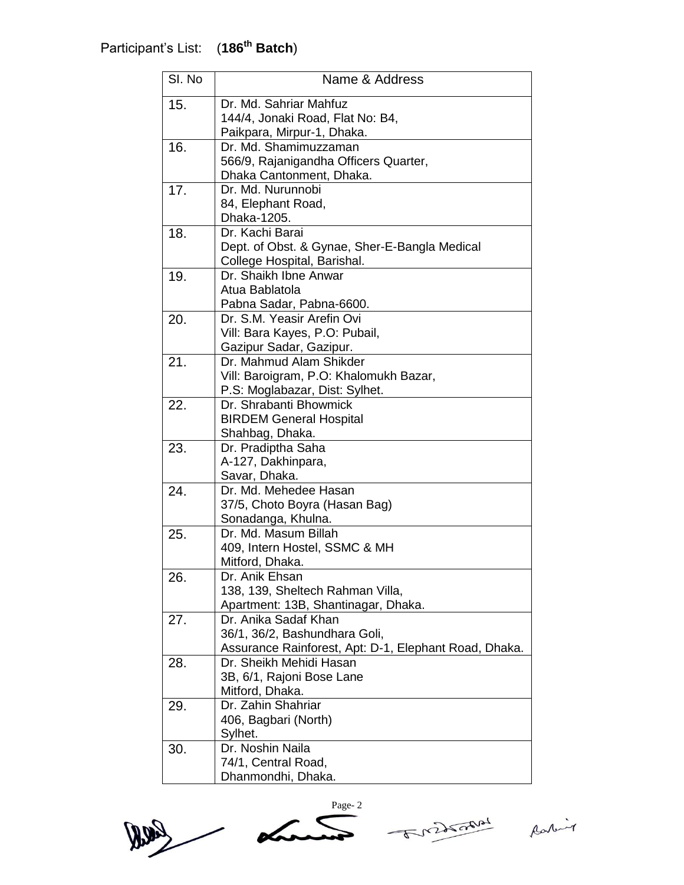Participant's List: (**186th Batch**)

| Sl. No | Name & Address |
|---|---|
| 15. | Dr. Md. Sahriar Mahfuz<br>144/4, Jonaki Road, Flat No: B4,<br>Paikpara, Mirpur-1, Dhaka. |
| 16. | Dr. Md. Shamimuzzaman<br>566/9, Rajanigandha Officers Quarter,<br>Dhaka Cantonment, Dhaka. |
| 17. | Dr. Md. Nurunnobi<br>84, Elephant Road,<br>Dhaka-1205. |
| 18. | Dr. Kachi Barai<br>Dept. of Obst. & Gynae, Sher-E-Bangla Medical<br>College Hospital, Barishal. |
| 19. | Dr. Shaikh Ibne Anwar<br>Atua Bablatola<br>Pabna Sadar, Pabna-6600. |
| 20. | Dr. S.M. Yeasir Arefin Ovi<br>Vill: Bara Kayes, P.O: Pubail,<br>Gazipur Sadar, Gazipur. |
| 21. | Dr. Mahmud Alam Shikder<br>Vill: Baroigram, P.O: Khalomukh Bazar,<br>P.S: Moglabazar, Dist: Sylhet. |
| 22. | Dr. Shrabanti Bhowmick<br>BIRDEM General Hospital<br>Shahbag, Dhaka. |
| 23. | Dr. Pradiptha Saha<br>A-127, Dakhinpara,<br>Savar, Dhaka. |
| 24. | Dr. Md. Mehedee Hasan<br>37/5, Choto Boyra (Hasan Bag)<br>Sonadanga, Khulna. |
| 25. | Dr. Md. Masum Billah<br>409, Intern Hostel, SSMC & MH<br>Mitford, Dhaka. |
| 26. | Dr. Anik Ehsan<br>138, 139, Sheltech Rahman Villa,<br>Apartment: 13B, Shantinagar, Dhaka. |
| 27. | Dr. Anika Sadaf Khan<br>36/1, 36/2, Bashundhara Goli,<br>Assurance Rainforest, Apt: D-1, Elephant Road, Dhaka. |
| 28. | Dr. Sheikh Mehidi Hasan<br>3B, 6/1, Rajoni Bose Lane<br>Mitford, Dhaka. |
| 29. | Dr. Zahin Shahriar<br>406, Bagbari (North)<br>Sylhet. |
| 30. | Dr. Noshin Naila<br>74/1, Central Road,<br>Dhanmondhi, Dhaka. |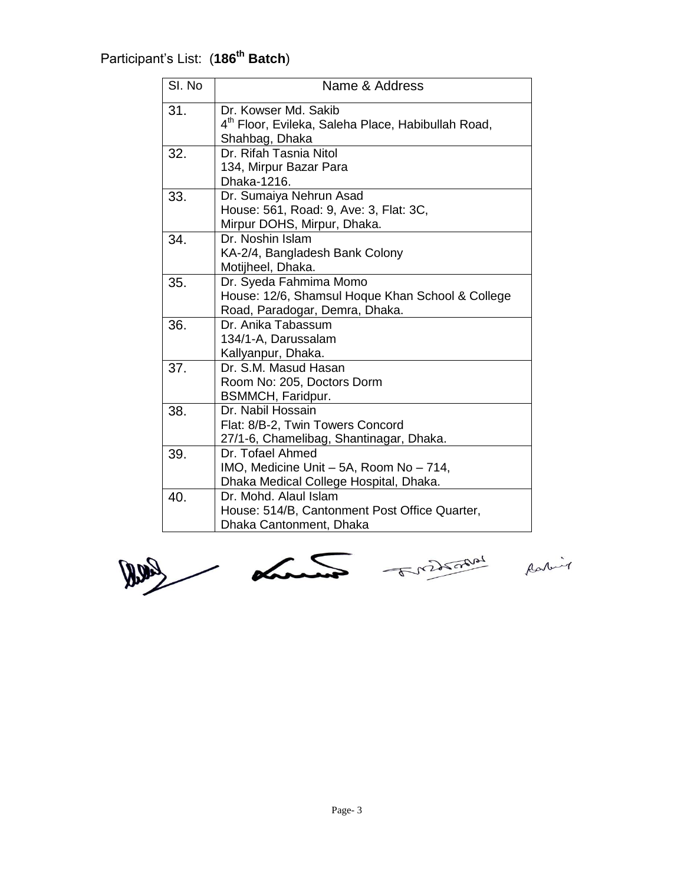Participant's List: (**186th Batch**)

| Sl. No | Name & Address |
|---|---|
| 31. | Dr. Kowser Md. Sakib<br>4th Floor, Evileka, Saleha Place, Habibullah Road, Shahbag, Dhaka |
| 32. | Dr. Rifah Tasnia Nitol<br>134, Mirpur Bazar Para<br>Dhaka-1216. |
| 33. | Dr. Sumaiya Nehrun Asad<br>House: 561, Road: 9, Ave: 3, Flat: 3C,<br>Mirpur DOHS, Mirpur, Dhaka. |
| 34. | Dr. Noshin Islam<br>KA-2/4, Bangladesh Bank Colony<br>Motijheel, Dhaka. |
| 35. | Dr. Syeda Fahmima Momo<br>House: 12/6, Shamsul Hoque Khan School & College Road, Paradogar, Demra, Dhaka. |
| 36. | Dr. Anika Tabassum<br>134/1-A, Darussalam<br>Kallyanpur, Dhaka. |
| 37. | Dr. S.M. Masud Hasan<br>Room No: 205, Doctors Dorm<br>BSMMCH, Faridpur. |
| 38. | Dr. Nabil Hossain<br>Flat: 8/B-2, Twin Towers Concord<br>27/1-6, Chamelibag, Shantinagar, Dhaka. |
| 39. | Dr. Tofael Ahmed<br>IMO, Medicine Unit – 5A, Room No – 714,<br>Dhaka Medical College Hospital, Dhaka. |
| 40. | Dr. Mohd. Alaul Islam<br>House: 514/B, Cantonment Post Office Quarter,<br>Dhaka Cantonment, Dhaka |